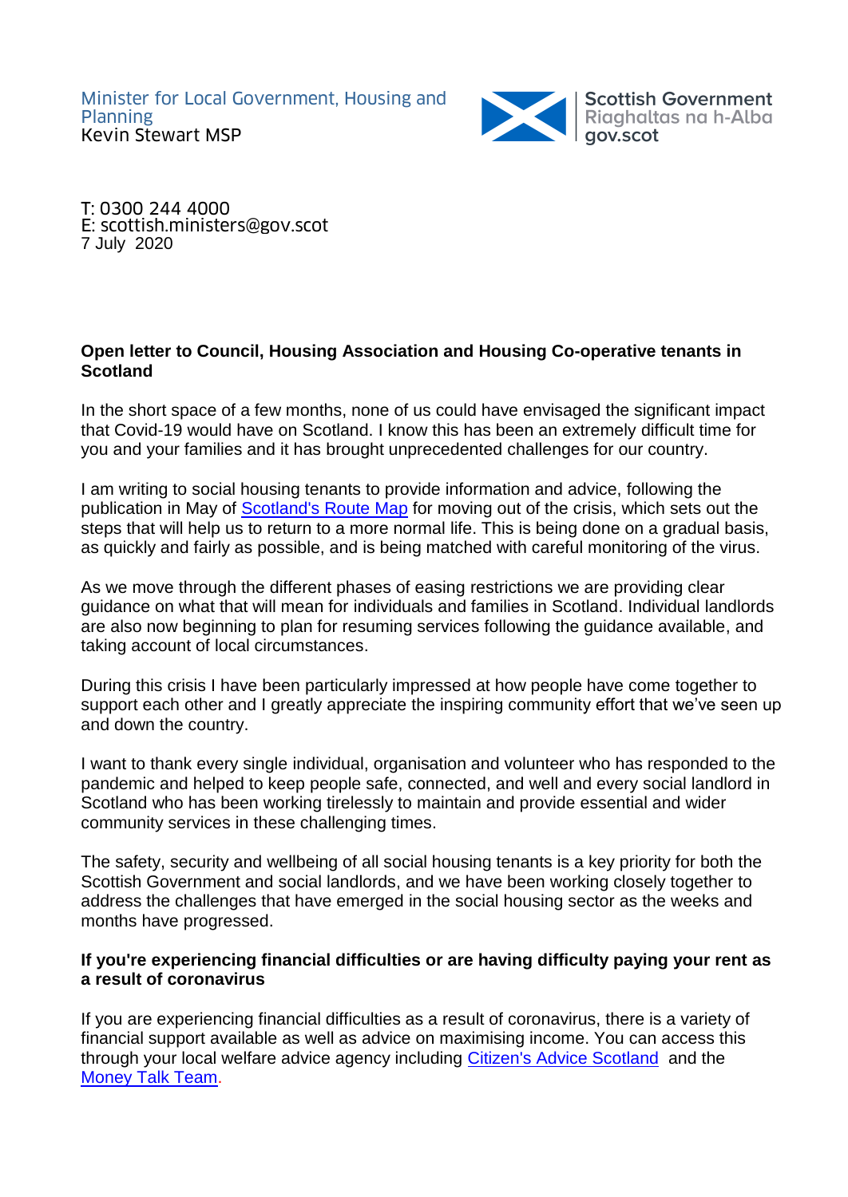Minister for Local Government, Housing and Planning
Kevin Stewart MSP

Scottish Government
Riaghaltas na h-Alba
gov.scot

T: 0300 244 4000
E: scottish.ministers@gov.scot
7 July 2020

**Open letter to Council, Housing Association and Housing Co-operative tenants in Scotland**

In the short space of a few months, none of us could have envisaged the significant impact that Covid-19 would have on Scotland. I know this has been an extremely difficult time for you and your families and it has brought unprecedented challenges for our country.

I am writing to social housing tenants to provide information and advice, following the publication in May of Scotland's Route Map for moving out of the crisis, which sets out the steps that will help us to return to a more normal life. This is being done on a gradual basis, as quickly and fairly as possible, and is being matched with careful monitoring of the virus.

As we move through the different phases of easing restrictions we are providing clear guidance on what that will mean for individuals and families in Scotland. Individual landlords are also now beginning to plan for resuming services following the guidance available, and taking account of local circumstances.

During this crisis I have been particularly impressed at how people have come together to support each other and I greatly appreciate the inspiring community effort that we've seen up and down the country.

I want to thank every single individual, organisation and volunteer who has responded to the pandemic and helped to keep people safe, connected, and well and every social landlord in Scotland who has been working tirelessly to maintain and provide essential and wider community services in these challenging times.

The safety, security and wellbeing of all social housing tenants is a key priority for both the Scottish Government and social landlords, and we have been working closely together to address the challenges that have emerged in the social housing sector as the weeks and months have progressed.

**If you're experiencing financial difficulties or are having difficulty paying your rent as a result of coronavirus**

If you are experiencing financial difficulties as a result of coronavirus, there is a variety of financial support available as well as advice on maximising income. You can access this through your local welfare advice agency including Citizen's Advice Scotland and the Money Talk Team.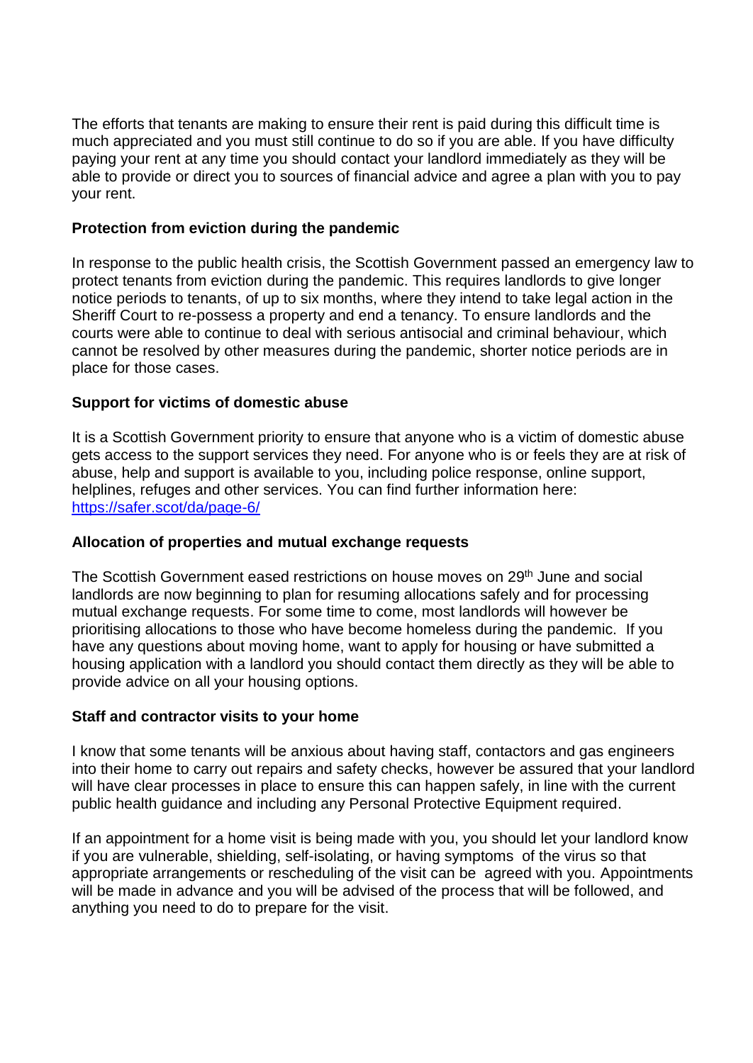The efforts that tenants are making to ensure their rent is paid during this difficult time is much appreciated and you must still continue to do so if you are able. If you have difficulty paying your rent at any time you should contact your landlord immediately as they will be able to provide or direct you to sources of financial advice and agree a plan with you to pay your rent.

**Protection from eviction during the pandemic**

In response to the public health crisis, the Scottish Government passed an emergency law to protect tenants from eviction during the pandemic. This requires landlords to give longer notice periods to tenants, of up to six months, where they intend to take legal action in the Sheriff Court to re-possess a property and end a tenancy. To ensure landlords and the courts were able to continue to deal with serious antisocial and criminal behaviour, which cannot be resolved by other measures during the pandemic, shorter notice periods are in place for those cases.

**Support for victims of domestic abuse**

It is a Scottish Government priority to ensure that anyone who is a victim of domestic abuse gets access to the support services they need. For anyone who is or feels they are at risk of abuse, help and support is available to you, including police response, online support, helplines, refuges and other services. You can find further information here: [https://safer.scot/da/page-6/](https://safer.scot/da/page-6/)

**Allocation of properties and mutual exchange requests**

The Scottish Government eased restrictions on house moves on 29th June and social landlords are now beginning to plan for resuming allocations safely and for processing mutual exchange requests. For some time to come, most landlords will however be prioritising allocations to those who have become homeless during the pandemic. If you have any questions about moving home, want to apply for housing or have submitted a housing application with a landlord you should contact them directly as they will be able to provide advice on all your housing options.

**Staff and contractor visits to your home**

I know that some tenants will be anxious about having staff, contactors and gas engineers into their home to carry out repairs and safety checks, however be assured that your landlord will have clear processes in place to ensure this can happen safely, in line with the current public health guidance and including any Personal Protective Equipment required.

If an appointment for a home visit is being made with you, you should let your landlord know if you are vulnerable, shielding, self-isolating, or having symptoms of the virus so that appropriate arrangements or rescheduling of the visit can be agreed with you. Appointments will be made in advance and you will be advised of the process that will be followed, and anything you need to do to prepare for the visit.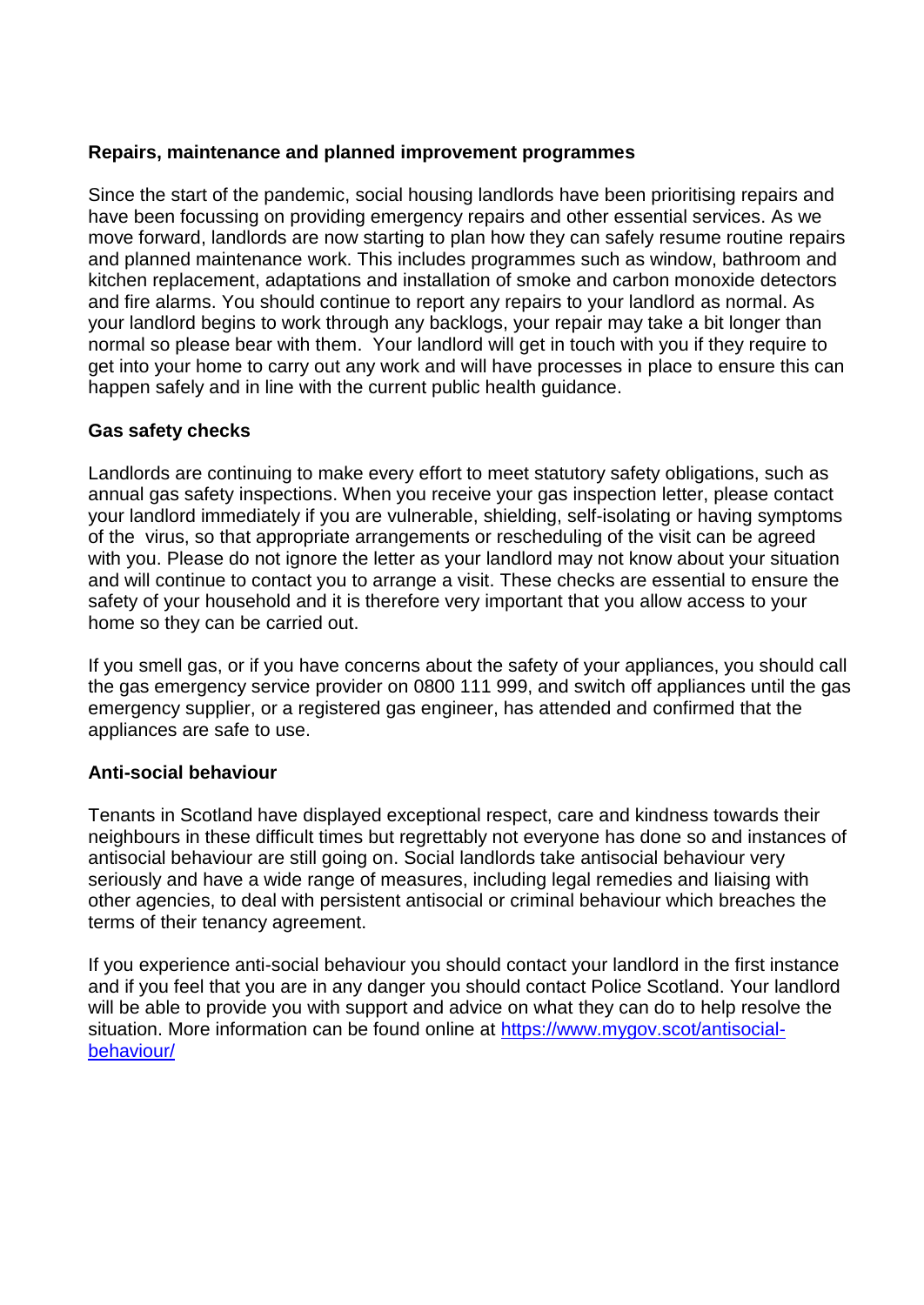**Repairs, maintenance and planned improvement programmes**

Since the start of the pandemic, social housing landlords have been prioritising repairs and have been focussing on providing emergency repairs and other essential services. As we move forward, landlords are now starting to plan how they can safely resume routine repairs and planned maintenance work. This includes programmes such as window, bathroom and kitchen replacement, adaptations and installation of smoke and carbon monoxide detectors and fire alarms. You should continue to report any repairs to your landlord as normal. As your landlord begins to work through any backlogs, your repair may take a bit longer than normal so please bear with them. Your landlord will get in touch with you if they require to get into your home to carry out any work and will have processes in place to ensure this can happen safely and in line with the current public health guidance.

**Gas safety checks**

Landlords are continuing to make every effort to meet statutory safety obligations, such as annual gas safety inspections. When you receive your gas inspection letter, please contact your landlord immediately if you are vulnerable, shielding, self-isolating or having symptoms of the virus, so that appropriate arrangements or rescheduling of the visit can be agreed with you. Please do not ignore the letter as your landlord may not know about your situation and will continue to contact you to arrange a visit. These checks are essential to ensure the safety of your household and it is therefore very important that you allow access to your home so they can be carried out.

If you smell gas, or if you have concerns about the safety of your appliances, you should call the gas emergency service provider on 0800 111 999, and switch off appliances until the gas emergency supplier, or a registered gas engineer, has attended and confirmed that the appliances are safe to use.

**Anti-social behaviour**

Tenants in Scotland have displayed exceptional respect, care and kindness towards their neighbours in these difficult times but regrettably not everyone has done so and instances of antisocial behaviour are still going on. Social landlords take antisocial behaviour very seriously and have a wide range of measures, including legal remedies and liaising with other agencies, to deal with persistent antisocial or criminal behaviour which breaches the terms of their tenancy agreement.

If you experience anti-social behaviour you should contact your landlord in the first instance and if you feel that you are in any danger you should contact Police Scotland. Your landlord will be able to provide you with support and advice on what they can do to help resolve the situation. More information can be found online at [https://www.mygov.scot/antisocial-behaviour/](https://www.mygov.scot/antisocial-behaviour/)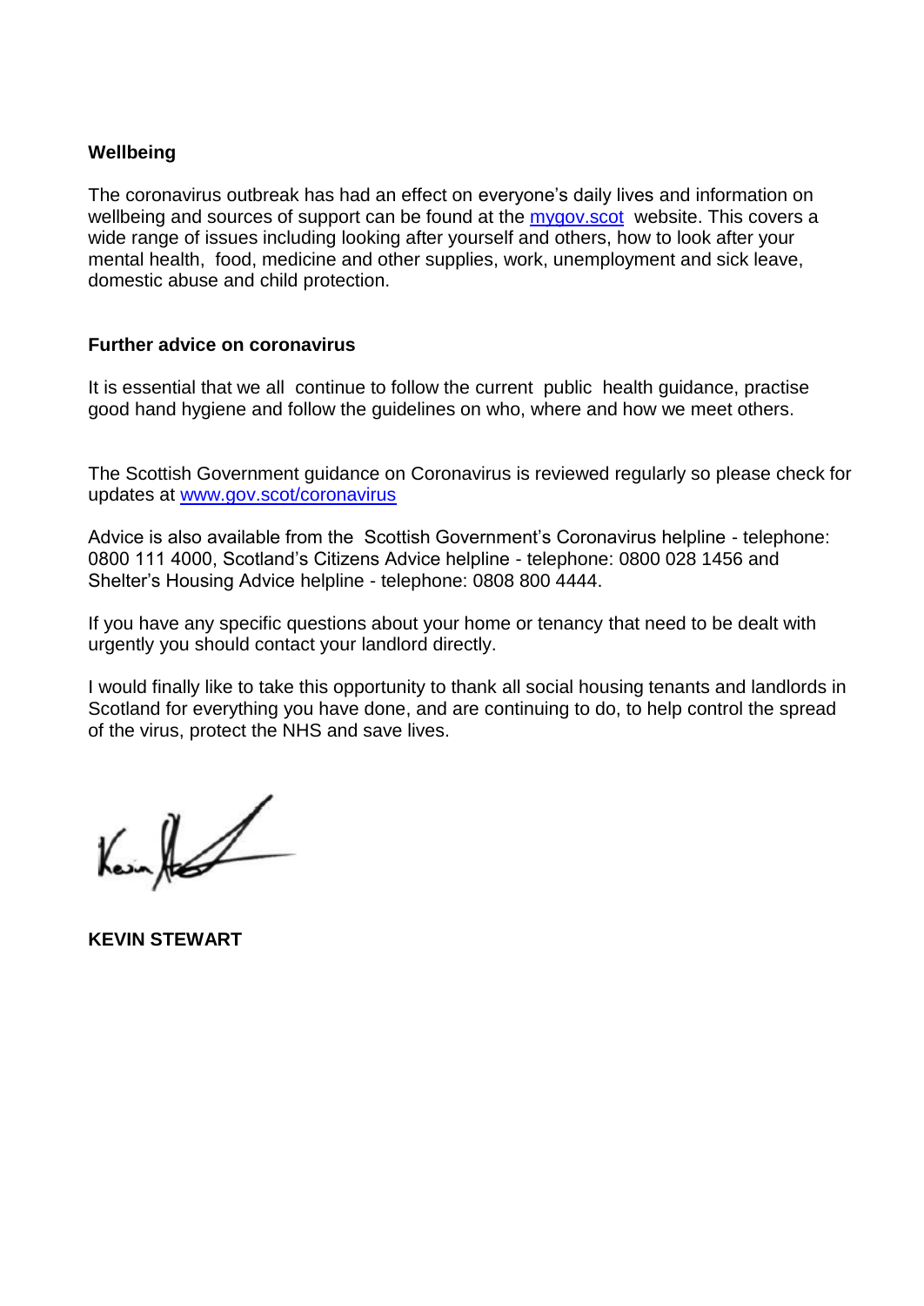**Wellbeing**

The coronavirus outbreak has had an effect on everyone's daily lives and information on wellbeing and sources of support can be found at the [mygov.scot](mygov.scot) website. This covers a wide range of issues including looking after yourself and others, how to look after your mental health, food, medicine and other supplies, work, unemployment and sick leave, domestic abuse and child protection.

**Further advice on coronavirus**

It is essential that we all continue to follow the current public health guidance, practise good hand hygiene and follow the guidelines on who, where and how we meet others.

The Scottish Government guidance on Coronavirus is reviewed regularly so please check for updates at [www.gov.scot/coronavirus](www.gov.scot/coronavirus)

Advice is also available from the Scottish Government's Coronavirus helpline - telephone: 0800 111 4000, Scotland's Citizens Advice helpline - telephone: 0800 028 1456 and Shelter's Housing Advice helpline - telephone: 0808 800 4444.

If you have any specific questions about your home or tenancy that need to be dealt with urgently you should contact your landlord directly.

I would finally like to take this opportunity to thank all social housing tenants and landlords in Scotland for everything you have done, and are continuing to do, to help control the spread of the virus, protect the NHS and save lives.

**KEVIN STEWART**